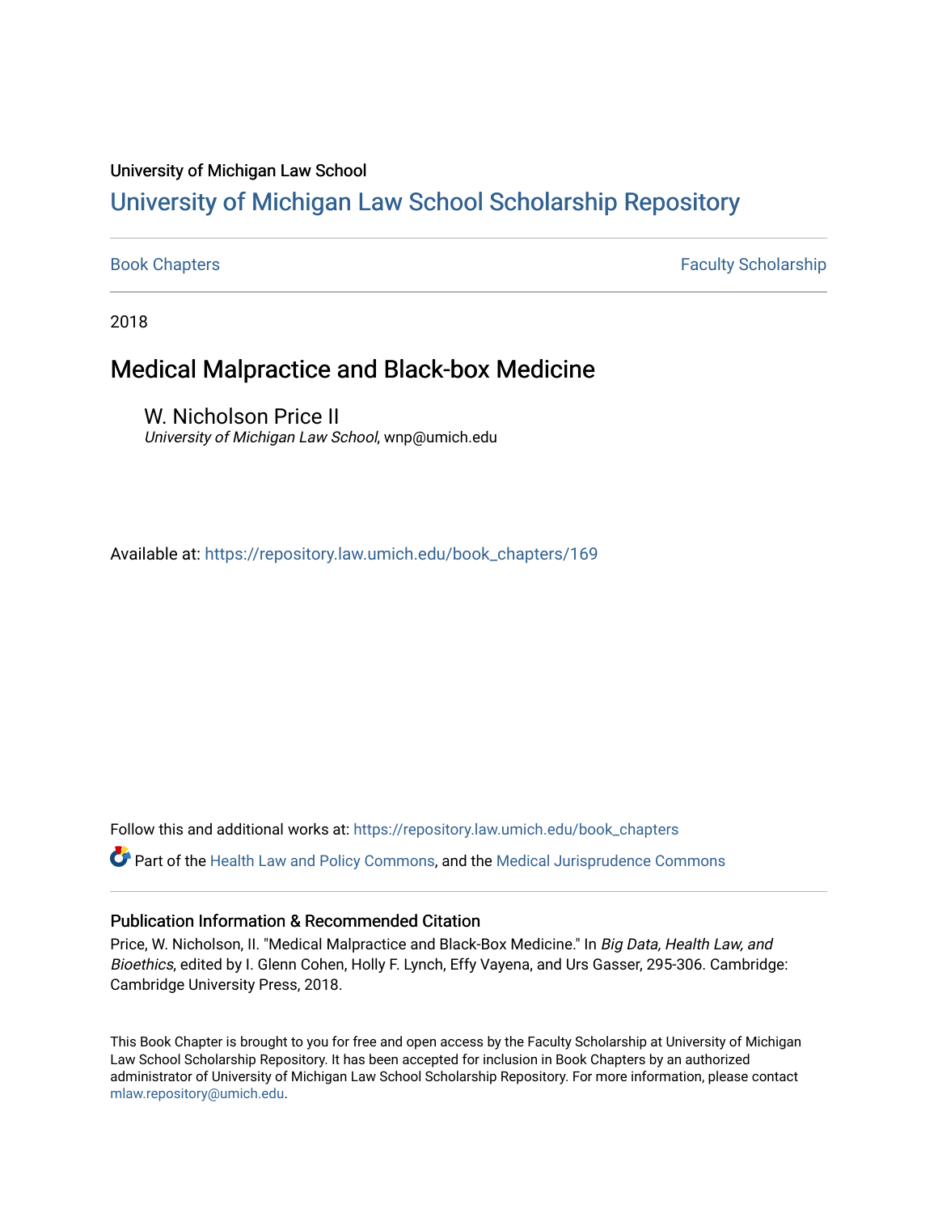University of Michigan Law School

# University of Michigan Law School Scholarship Repository

Book Chapters | Faculty Scholarship

2018

## Medical Malpractice and Black-box Medicine

W. Nicholson Price II
*University of Michigan Law School*, wnp@umich.edu

Available at: https://repository.law.umich.edu/book_chapters/169

Follow this and additional works at: https://repository.law.umich.edu/book_chapters

Part of the Health Law and Policy Commons, and the Medical Jurisprudence Commons

### Publication Information & Recommended Citation

Price, W. Nicholson, II. "Medical Malpractice and Black-Box Medicine." In *Big Data, Health Law, and Bioethics*, edited by I. Glenn Cohen, Holly F. Lynch, Effy Vayena, and Urs Gasser, 295-306. Cambridge: Cambridge University Press, 2018.

This Book Chapter is brought to you for free and open access by the Faculty Scholarship at University of Michigan Law School Scholarship Repository. It has been accepted for inclusion in Book Chapters by an authorized administrator of University of Michigan Law School Scholarship Repository. For more information, please contact mlaw.repository@umich.edu.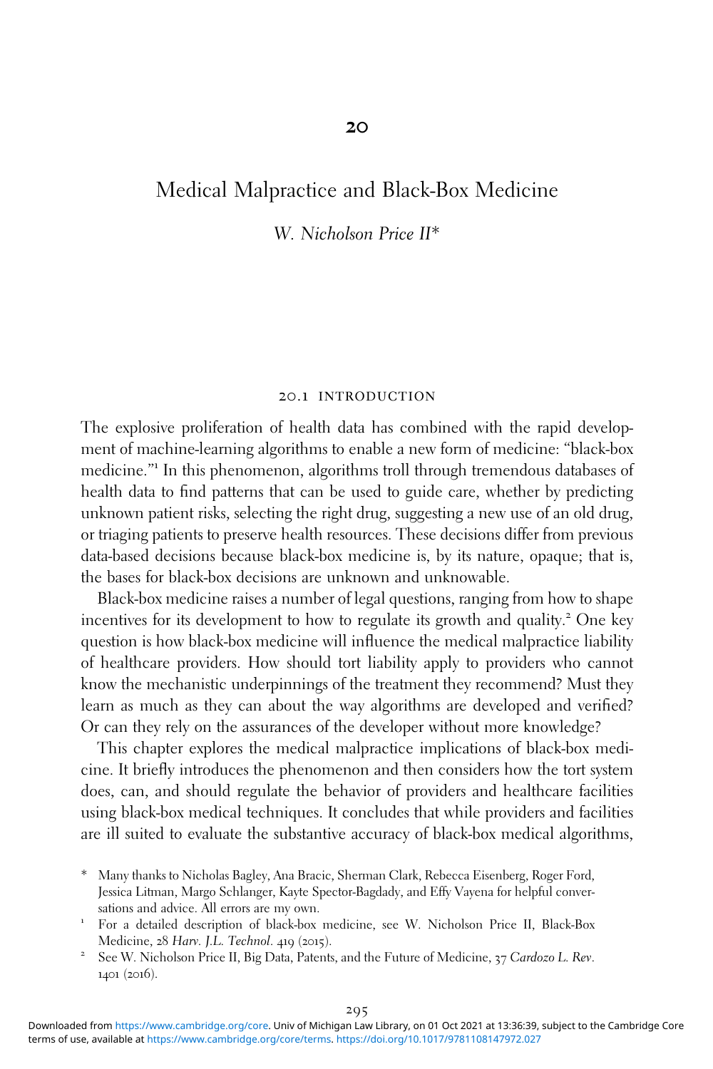# 20

## Medical Malpractice and Black-Box Medicine

*W. Nicholson Price II**

### 20.1 INTRODUCTION

The explosive proliferation of health data has combined with the rapid development of machine-learning algorithms to enable a new form of medicine: "black-box medicine."[1] In this phenomenon, algorithms troll through tremendous databases of health data to find patterns that can be used to guide care, whether by predicting unknown patient risks, selecting the right drug, suggesting a new use of an old drug, or triaging patients to preserve health resources. These decisions differ from previous data-based decisions because black-box medicine is, by its nature, opaque; that is, the bases for black-box decisions are unknown and unknowable.

Black-box medicine raises a number of legal questions, ranging from how to shape incentives for its development to how to regulate its growth and quality.[2] One key question is how black-box medicine will influence the medical malpractice liability of healthcare providers. How should tort liability apply to providers who cannot know the mechanistic underpinnings of the treatment they recommend? Must they learn as much as they can about the way algorithms are developed and verified? Or can they rely on the assurances of the developer without more knowledge?

This chapter explores the medical malpractice implications of black-box medicine. It briefly introduces the phenomenon and then considers how the tort system does, can, and should regulate the behavior of providers and healthcare facilities using black-box medical techniques. It concludes that while providers and facilities are ill suited to evaluate the substantive accuracy of black-box medical algorithms,

\* Many thanks to Nicholas Bagley, Ana Bracic, Sherman Clark, Rebecca Eisenberg, Roger Ford, Jessica Litman, Margo Schlanger, Kayte Spector-Bagdady, and Effy Vayena for helpful conversations and advice. All errors are my own.

[1] For a detailed description of black-box medicine, see W. Nicholson Price II, Black-Box Medicine, 28 *Harv. J.L. Technol*. 419 (2015).

[2] See W. Nicholson Price II, Big Data, Patents, and the Future of Medicine, 37 *Cardozo L. Rev*. 1401 (2016).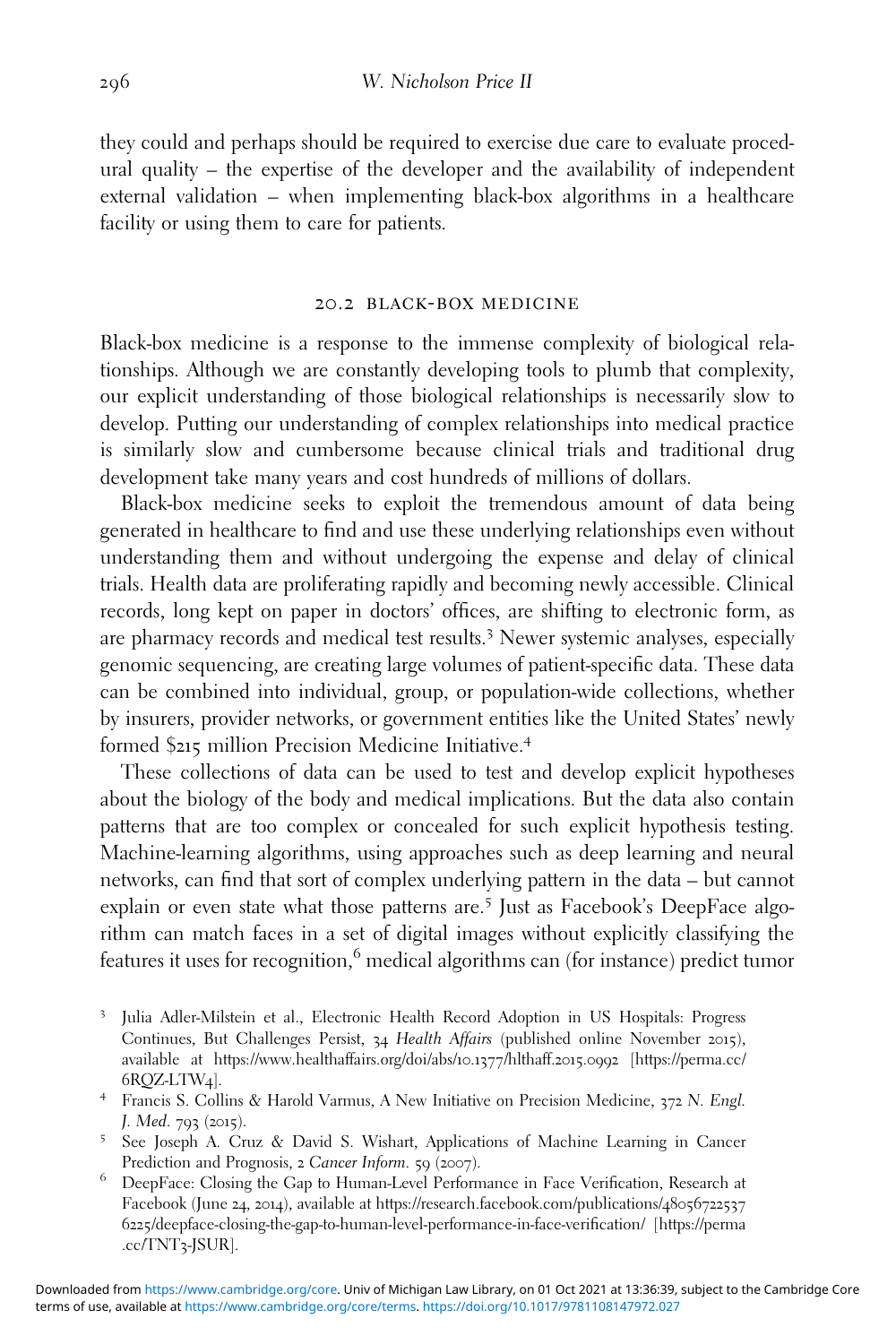they could and perhaps should be required to exercise due care to evaluate procedural quality – the expertise of the developer and the availability of independent external validation – when implementing black-box algorithms in a healthcare facility or using them to care for patients.

## 20.2 BLACK-BOX MEDICINE

Black-box medicine is a response to the immense complexity of biological relationships. Although we are constantly developing tools to plumb that complexity, our explicit understanding of those biological relationships is necessarily slow to develop. Putting our understanding of complex relationships into medical practice is similarly slow and cumbersome because clinical trials and traditional drug development take many years and cost hundreds of millions of dollars.

Black-box medicine seeks to exploit the tremendous amount of data being generated in healthcare to find and use these underlying relationships even without understanding them and without undergoing the expense and delay of clinical trials. Health data are proliferating rapidly and becoming newly accessible. Clinical records, long kept on paper in doctors' offices, are shifting to electronic form, as are pharmacy records and medical test results.[3] Newer systemic analyses, especially genomic sequencing, are creating large volumes of patient-specific data. These data can be combined into individual, group, or population-wide collections, whether by insurers, provider networks, or government entities like the United States' newly formed $215 million Precision Medicine Initiative.[4]

These collections of data can be used to test and develop explicit hypotheses about the biology of the body and medical implications. But the data also contain patterns that are too complex or concealed for such explicit hypothesis testing. Machine-learning algorithms, using approaches such as deep learning and neural networks, can find that sort of complex underlying pattern in the data – but cannot explain or even state what those patterns are.[5] Just as Facebook's DeepFace algorithm can match faces in a set of digital images without explicitly classifying the features it uses for recognition,[6] medical algorithms can (for instance) predict tumor

---

[3] Julia Adler-Milstein et al., Electronic Health Record Adoption in US Hospitals: Progress Continues, But Challenges Persist, 34 *Health Affairs* (published online November 2015), available at https://www.healthaffairs.org/doi/abs/10.1377/hlthaff.2015.0992 [https://perma.cc/6RQZ-LTW4].

[4] Francis S. Collins & Harold Varmus, A New Initiative on Precision Medicine, 372 *N. Engl. J. Med.* 793 (2015).

[5] See Joseph A. Cruz & David S. Wishart, Applications of Machine Learning in Cancer Prediction and Prognosis, 2 *Cancer Inform.* 59 (2007).

[6] DeepFace: Closing the Gap to Human-Level Performance in Face Verification, Research at Facebook (June 24, 2014), available at https://research.facebook.com/publications/480567225376225/deepface-closing-the-gap-to-human-level-performance-in-face-verification/ [https://perma.cc/TNT3-JSUR].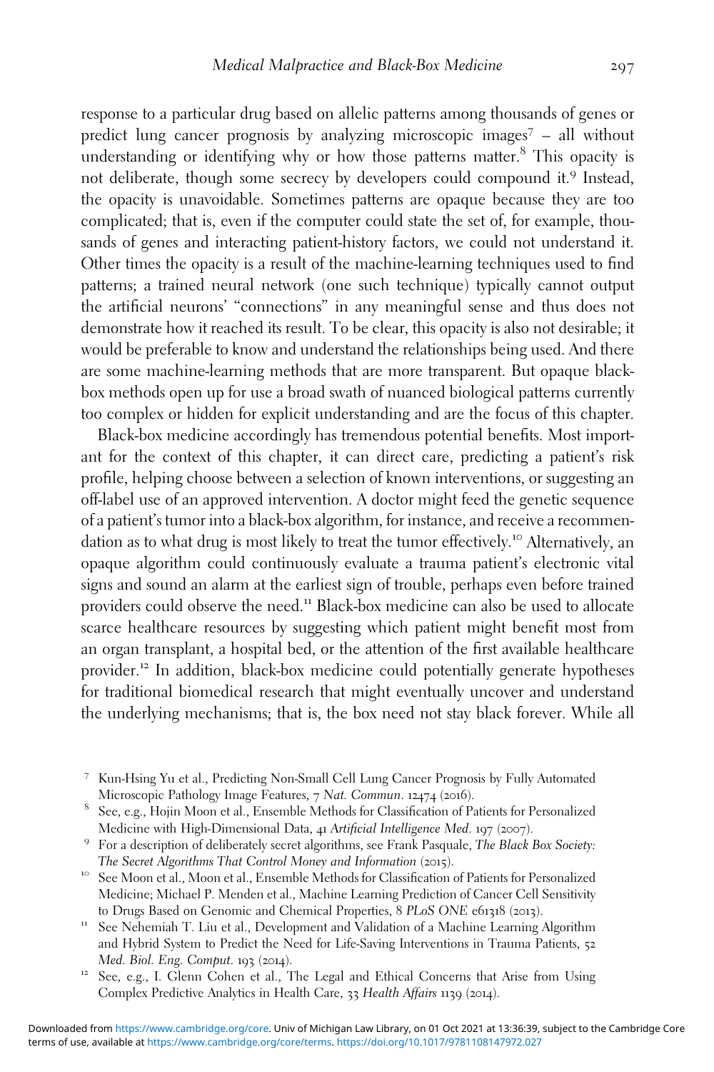response to a particular drug based on allelic patterns among thousands of genes or predict lung cancer prognosis by analyzing microscopic images[7] – all without understanding or identifying why or how those patterns matter.[8] This opacity is not deliberate, though some secrecy by developers could compound it.[9] Instead, the opacity is unavoidable. Sometimes patterns are opaque because they are too complicated; that is, even if the computer could state the set of, for example, thousands of genes and interacting patient-history factors, we could not understand it. Other times the opacity is a result of the machine-learning techniques used to find patterns; a trained neural network (one such technique) typically cannot output the artificial neurons' "connections" in any meaningful sense and thus does not demonstrate how it reached its result. To be clear, this opacity is also not desirable; it would be preferable to know and understand the relationships being used. And there are some machine-learning methods that are more transparent. But opaque black-box methods open up for use a broad swath of nuanced biological patterns currently too complex or hidden for explicit understanding and are the focus of this chapter.

Black-box medicine accordingly has tremendous potential benefits. Most important for the context of this chapter, it can direct care, predicting a patient's risk profile, helping choose between a selection of known interventions, or suggesting an off-label use of an approved intervention. A doctor might feed the genetic sequence of a patient's tumor into a black-box algorithm, for instance, and receive a recommendation as to what drug is most likely to treat the tumor effectively.[10] Alternatively, an opaque algorithm could continuously evaluate a trauma patient's electronic vital signs and sound an alarm at the earliest sign of trouble, perhaps even before trained providers could observe the need.[11] Black-box medicine can also be used to allocate scarce healthcare resources by suggesting which patient might benefit most from an organ transplant, a hospital bed, or the attention of the first available healthcare provider.[12] In addition, black-box medicine could potentially generate hypotheses for traditional biomedical research that might eventually uncover and understand the underlying mechanisms; that is, the box need not stay black forever. While all

[7] Kun-Hsing Yu et al., Predicting Non-Small Cell Lung Cancer Prognosis by Fully Automated Microscopic Pathology Image Features, 7 *Nat. Commun.* 12474 (2016).

[8] See, e.g., Hojin Moon et al., Ensemble Methods for Classification of Patients for Personalized Medicine with High-Dimensional Data, 41 *Artificial Intelligence Med.* 197 (2007).

[9] For a description of deliberately secret algorithms, see Frank Pasquale, *The Black Box Society: The Secret Algorithms That Control Money and Information* (2015).

[10] See Moon et al., Moon et al., Ensemble Methods for Classification of Patients for Personalized Medicine; Michael P. Menden et al., Machine Learning Prediction of Cancer Cell Sensitivity to Drugs Based on Genomic and Chemical Properties, 8 *PLoS ONE* e61318 (2013).

[11] See Nehemiah T. Liu et al., Development and Validation of a Machine Learning Algorithm and Hybrid System to Predict the Need for Life-Saving Interventions in Trauma Patients, 52 *Med. Biol. Eng. Comput.* 193 (2014).

[12] See, e.g., I. Glenn Cohen et al., The Legal and Ethical Concerns that Arise from Using Complex Predictive Analytics in Health Care, 33 *Health Affairs* 1139 (2014).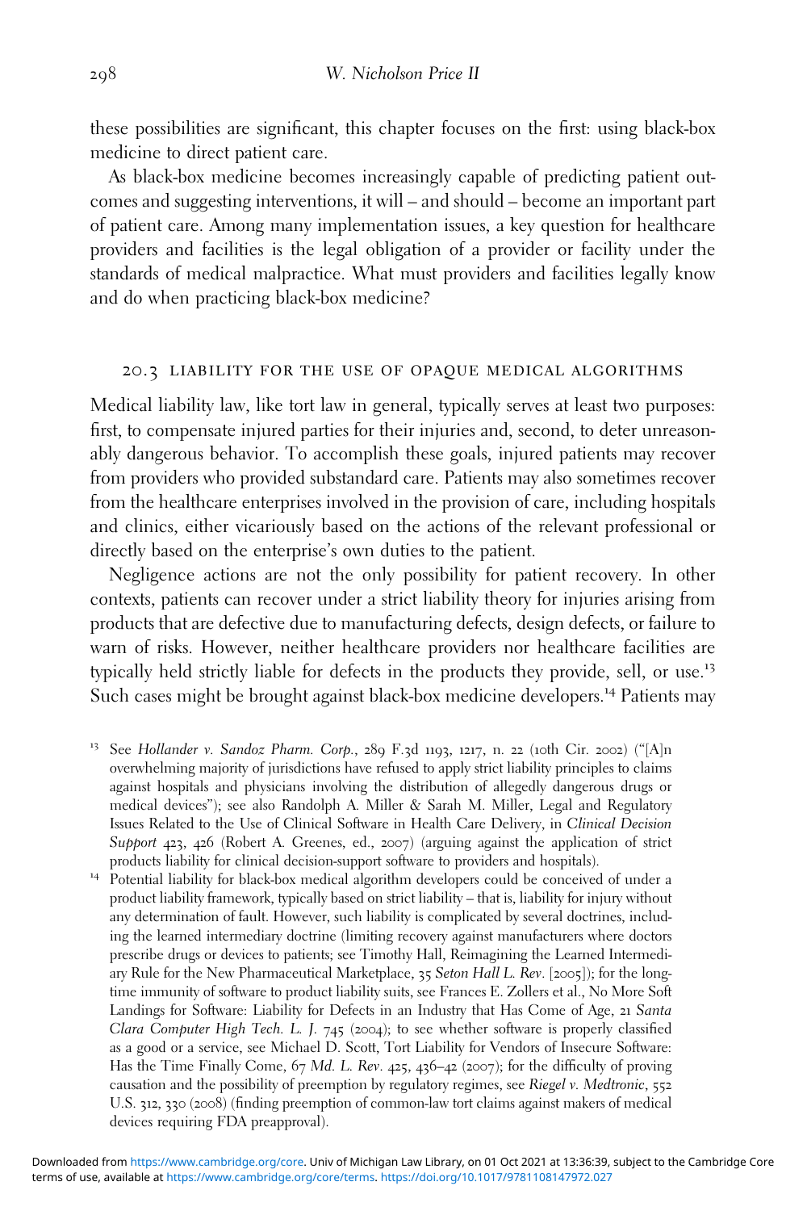these possibilities are significant, this chapter focuses on the first: using black-box medicine to direct patient care.

As black-box medicine becomes increasingly capable of predicting patient outcomes and suggesting interventions, it will – and should – become an important part of patient care. Among many implementation issues, a key question for healthcare providers and facilities is the legal obligation of a provider or facility under the standards of medical malpractice. What must providers and facilities legally know and do when practicing black-box medicine?

## 20.3 LIABILITY FOR THE USE OF OPAQUE MEDICAL ALGORITHMS

Medical liability law, like tort law in general, typically serves at least two purposes: first, to compensate injured parties for their injuries and, second, to deter unreasonably dangerous behavior. To accomplish these goals, injured patients may recover from providers who provided substandard care. Patients may also sometimes recover from the healthcare enterprises involved in the provision of care, including hospitals and clinics, either vicariously based on the actions of the relevant professional or directly based on the enterprise's own duties to the patient.

Negligence actions are not the only possibility for patient recovery. In other contexts, patients can recover under a strict liability theory for injuries arising from products that are defective due to manufacturing defects, design defects, or failure to warn of risks. However, neither healthcare providers nor healthcare facilities are typically held strictly liable for defects in the products they provide, sell, or use.[13] Such cases might be brought against black-box medicine developers.[14] Patients may

[13] See *Hollander v. Sandoz Pharm. Corp.*, 289 F.3d 1193, 1217, n. 22 (10th Cir. 2002) ("[A]n overwhelming majority of jurisdictions have refused to apply strict liability principles to claims against hospitals and physicians involving the distribution of allegedly dangerous drugs or medical devices"); see also Randolph A. Miller & Sarah M. Miller, Legal and Regulatory Issues Related to the Use of Clinical Software in Health Care Delivery, in *Clinical Decision Support* 423, 426 (Robert A. Greenes, ed., 2007) (arguing against the application of strict products liability for clinical decision-support software to providers and hospitals).

[14] Potential liability for black-box medical algorithm developers could be conceived of under a product liability framework, typically based on strict liability – that is, liability for injury without any determination of fault. However, such liability is complicated by several doctrines, including the learned intermediary doctrine (limiting recovery against manufacturers where doctors prescribe drugs or devices to patients; see Timothy Hall, Reimagining the Learned Intermediary Rule for the New Pharmaceutical Marketplace, 35 *Seton Hall L. Rev*. [2005]); for the long-time immunity of software to product liability suits, see Frances E. Zollers et al., No More Soft Landings for Software: Liability for Defects in an Industry that Has Come of Age, 21 *Santa Clara Computer High Tech. L. J.* 745 (2004); to see whether software is properly classified as a good or a service, see Michael D. Scott, Tort Liability for Vendors of Insecure Software: Has the Time Finally Come, 67 *Md. L. Rev*. 425, 436–42 (2007); for the difficulty of proving causation and the possibility of preemption by regulatory regimes, see *Riegel v. Medtronic*, 552 U.S. 312, 330 (2008) (finding preemption of common-law tort claims against makers of medical devices requiring FDA preapproval).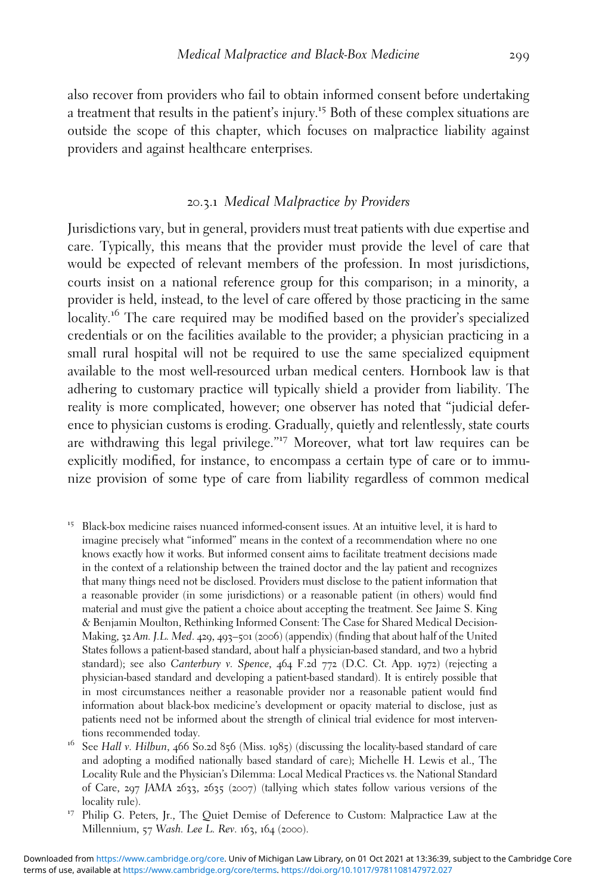also recover from providers who fail to obtain informed consent before undertaking a treatment that results in the patient's injury.[15] Both of these complex situations are outside the scope of this chapter, which focuses on malpractice liability against providers and against healthcare enterprises.

### 20.3.1 *Medical Malpractice by Providers*

Jurisdictions vary, but in general, providers must treat patients with due expertise and care. Typically, this means that the provider must provide the level of care that would be expected of relevant members of the profession. In most jurisdictions, courts insist on a national reference group for this comparison; in a minority, a provider is held, instead, to the level of care offered by those practicing in the same locality.[16] The care required may be modified based on the provider's specialized credentials or on the facilities available to the provider; a physician practicing in a small rural hospital will not be required to use the same specialized equipment available to the most well-resourced urban medical centers. Hornbook law is that adhering to customary practice will typically shield a provider from liability. The reality is more complicated, however; one observer has noted that "judicial deference to physician customs is eroding. Gradually, quietly and relentlessly, state courts are withdrawing this legal privilege."[17] Moreover, what tort law requires can be explicitly modified, for instance, to encompass a certain type of care or to immunize provision of some type of care from liability regardless of common medical

[15] Black-box medicine raises nuanced informed-consent issues. At an intuitive level, it is hard to imagine precisely what "informed" means in the context of a recommendation where no one knows exactly how it works. But informed consent aims to facilitate treatment decisions made in the context of a relationship between the trained doctor and the lay patient and recognizes that many things need not be disclosed. Providers must disclose to the patient information that a reasonable provider (in some jurisdictions) or a reasonable patient (in others) would find material and must give the patient a choice about accepting the treatment. See Jaime S. King & Benjamin Moulton, Rethinking Informed Consent: The Case for Shared Medical Decision-Making, 32 *Am. J.L. Med*. 429, 493–501 (2006) (appendix) (finding that about half of the United States follows a patient-based standard, about half a physician-based standard, and two a hybrid standard); see also *Canterbury v. Spence*, 464 F.2d 772 (D.C. Ct. App. 1972) (rejecting a physician-based standard and developing a patient-based standard). It is entirely possible that in most circumstances neither a reasonable provider nor a reasonable patient would find information about black-box medicine's development or opacity material to disclose, just as patients need not be informed about the strength of clinical trial evidence for most interventions recommended today.

[16] See *Hall v. Hilbun*, 466 So.2d 856 (Miss. 1985) (discussing the locality-based standard of care and adopting a modified nationally based standard of care); Michelle H. Lewis et al., The Locality Rule and the Physician's Dilemma: Local Medical Practices vs. the National Standard of Care, 297 *JAMA* 2633, 2635 (2007) (tallying which states follow various versions of the locality rule).

[17] Philip G. Peters, Jr., The Quiet Demise of Deference to Custom: Malpractice Law at the Millennium, 57 *Wash. Lee L. Rev*. 163, 164 (2000).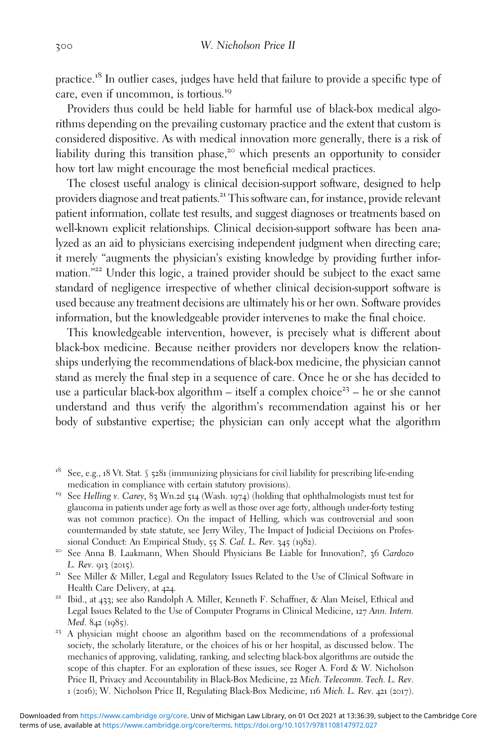practice.[18] In outlier cases, judges have held that failure to provide a specific type of care, even if uncommon, is tortious.[19]

Providers thus could be held liable for harmful use of black-box medical algorithms depending on the prevailing customary practice and the extent that custom is considered dispositive. As with medical innovation more generally, there is a risk of liability during this transition phase,[20] which presents an opportunity to consider how tort law might encourage the most beneficial medical practices.

The closest useful analogy is clinical decision-support software, designed to help providers diagnose and treat patients.[21] This software can, for instance, provide relevant patient information, collate test results, and suggest diagnoses or treatments based on well-known explicit relationships. Clinical decision-support software has been analyzed as an aid to physicians exercising independent judgment when directing care; it merely "augments the physician's existing knowledge by providing further information."[22] Under this logic, a trained provider should be subject to the exact same standard of negligence irrespective of whether clinical decision-support software is used because any treatment decisions are ultimately his or her own. Software provides information, but the knowledgeable provider intervenes to make the final choice.

This knowledgeable intervention, however, is precisely what is different about black-box medicine. Because neither providers nor developers know the relationships underlying the recommendations of black-box medicine, the physician cannot stand as merely the final step in a sequence of care. Once he or she has decided to use a particular black-box algorithm – itself a complex choice[23] – he or she cannot understand and thus verify the algorithm's recommendation against his or her body of substantive expertise; the physician can only accept what the algorithm

[18] See, e.g., 18 Vt. Stat. § 5281 (immunizing physicians for civil liability for prescribing life-ending medication in compliance with certain statutory provisions).

[19] See *Helling v. Carey*, 83 Wn.2d 514 (Wash. 1974) (holding that ophthalmologists must test for glaucoma in patients under age forty as well as those over age forty, although under-forty testing was not common practice). On the impact of Helling, which was controversial and soon countermanded by state statute, see Jerry Wiley, The Impact of Judicial Decisions on Professional Conduct: An Empirical Study, 55 *S. Cal. L. Rev*. 345 (1982).

[20] See Anna B. Laakmann, When Should Physicians Be Liable for Innovation?, 36 *Cardozo L. Rev*. 913 (2015).

[21] See Miller & Miller, Legal and Regulatory Issues Related to the Use of Clinical Software in Health Care Delivery, at 424.

[22] Ibid., at 433; see also Randolph A. Miller, Kenneth F. Schaffner, & Alan Meisel, Ethical and Legal Issues Related to the Use of Computer Programs in Clinical Medicine, 127 *Ann. Intern. Med*. 842 (1985).

[23] A physician might choose an algorithm based on the recommendations of a professional society, the scholarly literature, or the choices of his or her hospital, as discussed below. The mechanics of approving, validating, ranking, and selecting black-box algorithms are outside the scope of this chapter. For an exploration of these issues, see Roger A. Ford & W. Nicholson Price II, Privacy and Accountability in Black-Box Medicine, 22 *Mich. Telecomm. Tech. L. Rev*. 1 (2016); W. Nicholson Price II, Regulating Black-Box Medicine, 116 *Mich. L. Rev*. 421 (2017).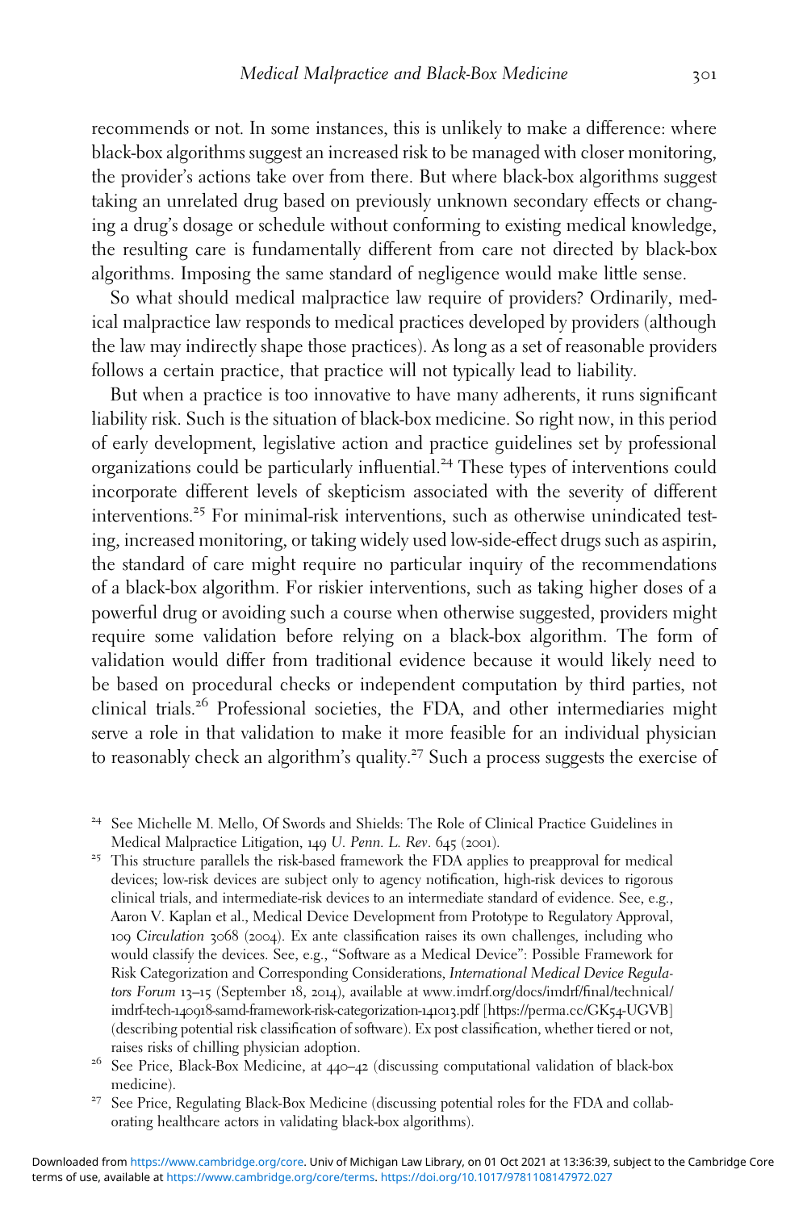recommends or not. In some instances, this is unlikely to make a difference: where black-box algorithms suggest an increased risk to be managed with closer monitoring, the provider's actions take over from there. But where black-box algorithms suggest taking an unrelated drug based on previously unknown secondary effects or changing a drug's dosage or schedule without conforming to existing medical knowledge, the resulting care is fundamentally different from care not directed by black-box algorithms. Imposing the same standard of negligence would make little sense.

So what should medical malpractice law require of providers? Ordinarily, medical malpractice law responds to medical practices developed by providers (although the law may indirectly shape those practices). As long as a set of reasonable providers follows a certain practice, that practice will not typically lead to liability.

But when a practice is too innovative to have many adherents, it runs significant liability risk. Such is the situation of black-box medicine. So right now, in this period of early development, legislative action and practice guidelines set by professional organizations could be particularly influential.[24] These types of interventions could incorporate different levels of skepticism associated with the severity of different interventions.[25] For minimal-risk interventions, such as otherwise unindicated testing, increased monitoring, or taking widely used low-side-effect drugs such as aspirin, the standard of care might require no particular inquiry of the recommendations of a black-box algorithm. For riskier interventions, such as taking higher doses of a powerful drug or avoiding such a course when otherwise suggested, providers might require some validation before relying on a black-box algorithm. The form of validation would differ from traditional evidence because it would likely need to be based on procedural checks or independent computation by third parties, not clinical trials.[26] Professional societies, the FDA, and other intermediaries might serve a role in that validation to make it more feasible for an individual physician to reasonably check an algorithm's quality.[27] Such a process suggests the exercise of

[24] See Michelle M. Mello, Of Swords and Shields: The Role of Clinical Practice Guidelines in Medical Malpractice Litigation, 149 *U. Penn. L. Rev*. 645 (2001).

[25] This structure parallels the risk-based framework the FDA applies to preapproval for medical devices; low-risk devices are subject only to agency notification, high-risk devices to rigorous clinical trials, and intermediate-risk devices to an intermediate standard of evidence. See, e.g., Aaron V. Kaplan et al., Medical Device Development from Prototype to Regulatory Approval, 109 *Circulation* 3068 (2004). Ex ante classification raises its own challenges, including who would classify the devices. See, e.g., "Software as a Medical Device": Possible Framework for Risk Categorization and Corresponding Considerations, *International Medical Device Regulators Forum* 13–15 (September 18, 2014), available at www.imdrf.org/docs/imdrf/final/technical/imdrf-tech-140918-samd-framework-risk-categorization-141013.pdf [https://perma.cc/GK54-UGVB] (describing potential risk classification of software). Ex post classification, whether tiered or not, raises risks of chilling physician adoption.

[26] See Price, Black-Box Medicine, at 440–42 (discussing computational validation of black-box medicine).

[27] See Price, Regulating Black-Box Medicine (discussing potential roles for the FDA and collaborating healthcare actors in validating black-box algorithms).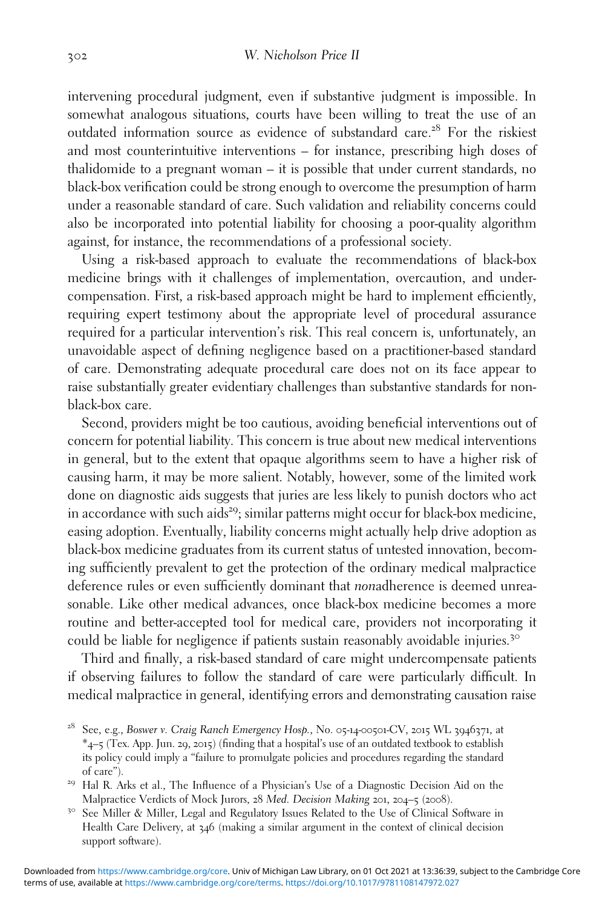intervening procedural judgment, even if substantive judgment is impossible. In somewhat analogous situations, courts have been willing to treat the use of an outdated information source as evidence of substandard care.[28] For the riskiest and most counterintuitive interventions – for instance, prescribing high doses of thalidomide to a pregnant woman – it is possible that under current standards, no black-box verification could be strong enough to overcome the presumption of harm under a reasonable standard of care. Such validation and reliability concerns could also be incorporated into potential liability for choosing a poor-quality algorithm against, for instance, the recommendations of a professional society.

Using a risk-based approach to evaluate the recommendations of black-box medicine brings with it challenges of implementation, overcaution, and undercompensation. First, a risk-based approach might be hard to implement efficiently, requiring expert testimony about the appropriate level of procedural assurance required for a particular intervention's risk. This real concern is, unfortunately, an unavoidable aspect of defining negligence based on a practitioner-based standard of care. Demonstrating adequate procedural care does not on its face appear to raise substantially greater evidentiary challenges than substantive standards for non-black-box care.

Second, providers might be too cautious, avoiding beneficial interventions out of concern for potential liability. This concern is true about new medical interventions in general, but to the extent that opaque algorithms seem to have a higher risk of causing harm, it may be more salient. Notably, however, some of the limited work done on diagnostic aids suggests that juries are less likely to punish doctors who act in accordance with such aids[29]; similar patterns might occur for black-box medicine, easing adoption. Eventually, liability concerns might actually help drive adoption as black-box medicine graduates from its current status of untested innovation, becoming sufficiently prevalent to get the protection of the ordinary medical malpractice deference rules or even sufficiently dominant that *non*adherence is deemed unreasonable. Like other medical advances, once black-box medicine becomes a more routine and better-accepted tool for medical care, providers not incorporating it could be liable for negligence if patients sustain reasonably avoidable injuries.[30]

Third and finally, a risk-based standard of care might undercompensate patients if observing failures to follow the standard of care were particularly difficult. In medical malpractice in general, identifying errors and demonstrating causation raise

[28] See, e.g., *Boswer v. Craig Ranch Emergency Hosp.*, No. 05-14-00501-CV, 2015 WL 3946371, at *4–5 (Tex. App. Jun. 29, 2015) (finding that a hospital's use of an outdated textbook to establish its policy could imply a "failure to promulgate policies and procedures regarding the standard of care").

[29] Hal R. Arks et al., The Influence of a Physician's Use of a Diagnostic Decision Aid on the Malpractice Verdicts of Mock Jurors, 28 *Med. Decision Making* 201, 204–5 (2008).

[30] See Miller & Miller, Legal and Regulatory Issues Related to the Use of Clinical Software in Health Care Delivery, at 346 (making a similar argument in the context of clinical decision support software).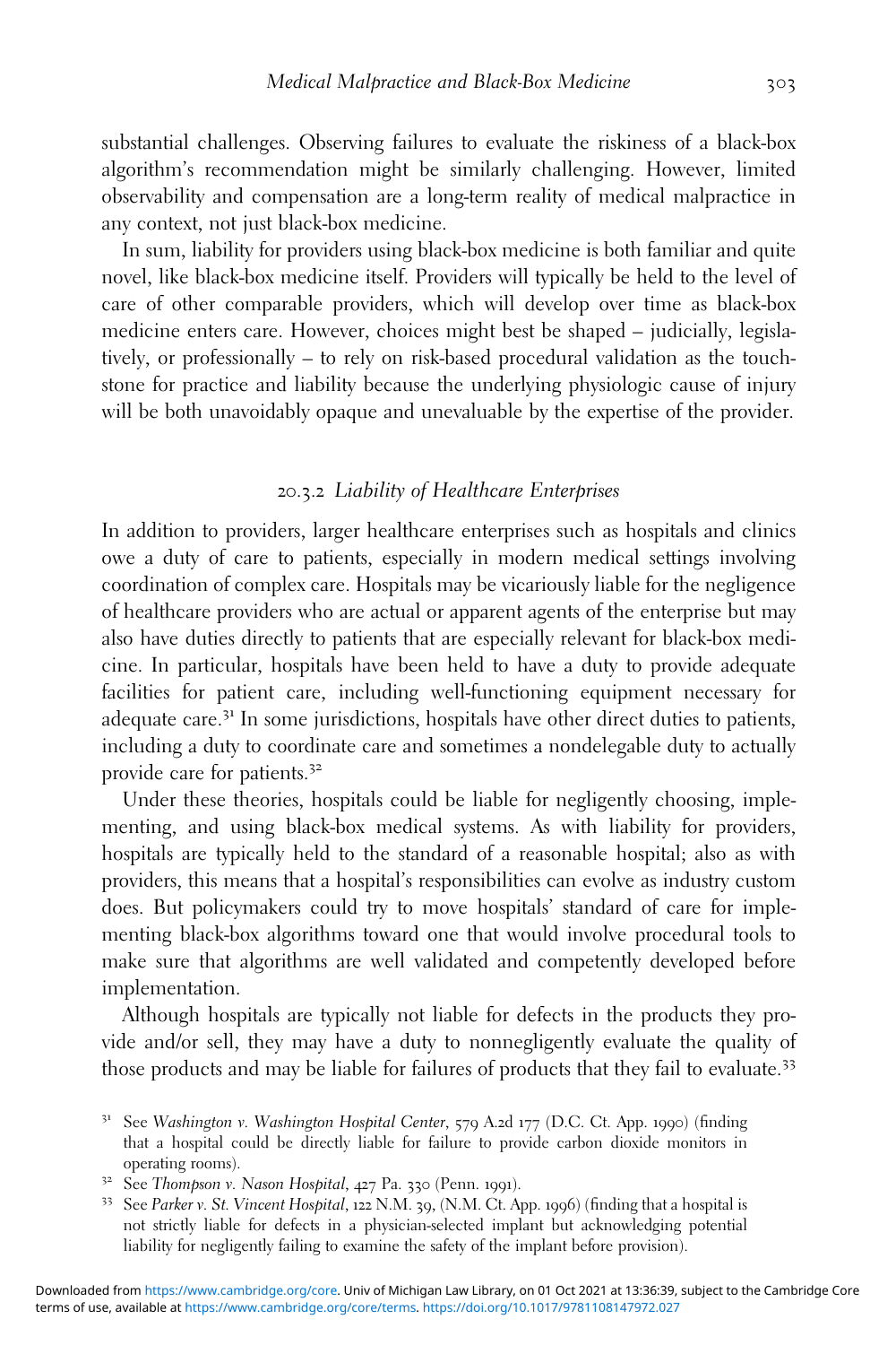substantial challenges. Observing failures to evaluate the riskiness of a black-box algorithm's recommendation might be similarly challenging. However, limited observability and compensation are a long-term reality of medical malpractice in any context, not just black-box medicine.

In sum, liability for providers using black-box medicine is both familiar and quite novel, like black-box medicine itself. Providers will typically be held to the level of care of other comparable providers, which will develop over time as black-box medicine enters care. However, choices might best be shaped – judicially, legislatively, or professionally – to rely on risk-based procedural validation as the touchstone for practice and liability because the underlying physiologic cause of injury will be both unavoidably opaque and unevaluable by the expertise of the provider.

### 20.3.2 *Liability of Healthcare Enterprises*

In addition to providers, larger healthcare enterprises such as hospitals and clinics owe a duty of care to patients, especially in modern medical settings involving coordination of complex care. Hospitals may be vicariously liable for the negligence of healthcare providers who are actual or apparent agents of the enterprise but may also have duties directly to patients that are especially relevant for black-box medicine. In particular, hospitals have been held to have a duty to provide adequate facilities for patient care, including well-functioning equipment necessary for adequate care.[31] In some jurisdictions, hospitals have other direct duties to patients, including a duty to coordinate care and sometimes a nondelegable duty to actually provide care for patients.[32]

Under these theories, hospitals could be liable for negligently choosing, implementing, and using black-box medical systems. As with liability for providers, hospitals are typically held to the standard of a reasonable hospital; also as with providers, this means that a hospital's responsibilities can evolve as industry custom does. But policymakers could try to move hospitals' standard of care for implementing black-box algorithms toward one that would involve procedural tools to make sure that algorithms are well validated and competently developed before implementation.

Although hospitals are typically not liable for defects in the products they provide and/or sell, they may have a duty to nonnegligently evaluate the quality of those products and may be liable for failures of products that they fail to evaluate.[33]

---

[31] See *Washington v. Washington Hospital Center*, 579 A.2d 177 (D.C. Ct. App. 1990) (finding that a hospital could be directly liable for failure to provide carbon dioxide monitors in operating rooms).

[32] See *Thompson v. Nason Hospital*, 427 Pa. 330 (Penn. 1991).

[33] See *Parker v. St. Vincent Hospital*, 122 N.M. 39, (N.M. Ct. App. 1996) (finding that a hospital is not strictly liable for defects in a physician-selected implant but acknowledging potential liability for negligently failing to examine the safety of the implant before provision).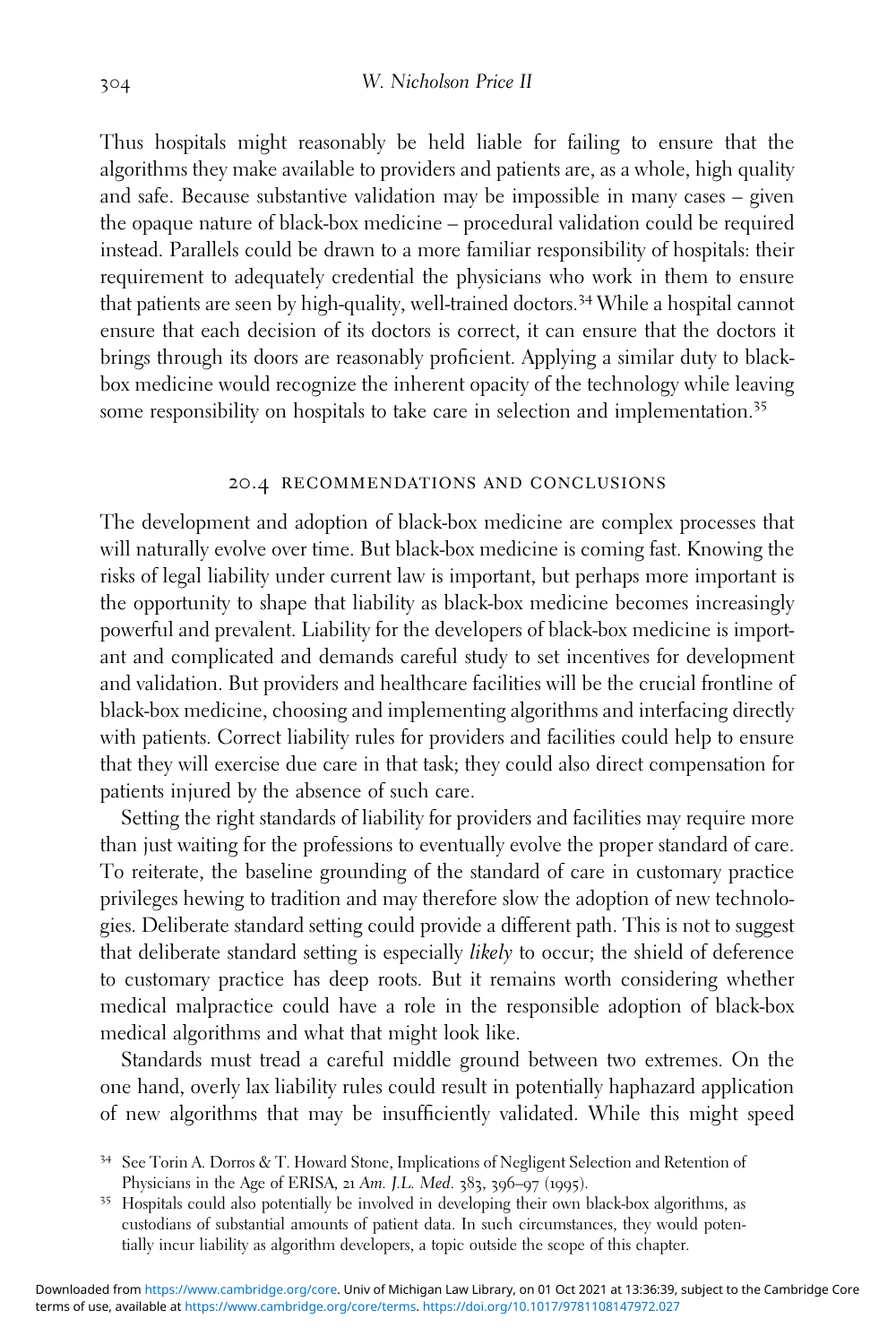Thus hospitals might reasonably be held liable for failing to ensure that the algorithms they make available to providers and patients are, as a whole, high quality and safe. Because substantive validation may be impossible in many cases – given the opaque nature of black-box medicine – procedural validation could be required instead. Parallels could be drawn to a more familiar responsibility of hospitals: their requirement to adequately credential the physicians who work in them to ensure that patients are seen by high-quality, well-trained doctors.[34] While a hospital cannot ensure that each decision of its doctors is correct, it can ensure that the doctors it brings through its doors are reasonably proficient. Applying a similar duty to black-box medicine would recognize the inherent opacity of the technology while leaving some responsibility on hospitals to take care in selection and implementation.[35]

## 20.4 RECOMMENDATIONS AND CONCLUSIONS

The development and adoption of black-box medicine are complex processes that will naturally evolve over time. But black-box medicine is coming fast. Knowing the risks of legal liability under current law is important, but perhaps more important is the opportunity to shape that liability as black-box medicine becomes increasingly powerful and prevalent. Liability for the developers of black-box medicine is important and complicated and demands careful study to set incentives for development and validation. But providers and healthcare facilities will be the crucial frontline of black-box medicine, choosing and implementing algorithms and interfacing directly with patients. Correct liability rules for providers and facilities could help to ensure that they will exercise due care in that task; they could also direct compensation for patients injured by the absence of such care.

Setting the right standards of liability for providers and facilities may require more than just waiting for the professions to eventually evolve the proper standard of care. To reiterate, the baseline grounding of the standard of care in customary practice privileges hewing to tradition and may therefore slow the adoption of new technologies. Deliberate standard setting could provide a different path. This is not to suggest that deliberate standard setting is especially *likely* to occur; the shield of deference to customary practice has deep roots. But it remains worth considering whether medical malpractice could have a role in the responsible adoption of black-box medical algorithms and what that might look like.

Standards must tread a careful middle ground between two extremes. On the one hand, overly lax liability rules could result in potentially haphazard application of new algorithms that may be insufficiently validated. While this might speed

[34] See Torin A. Dorros & T. Howard Stone, Implications of Negligent Selection and Retention of Physicians in the Age of ERISA, 21 *Am. J.L. Med.* 383, 396–97 (1995).

[35] Hospitals could also potentially be involved in developing their own black-box algorithms, as custodians of substantial amounts of patient data. In such circumstances, they would potentially incur liability as algorithm developers, a topic outside the scope of this chapter.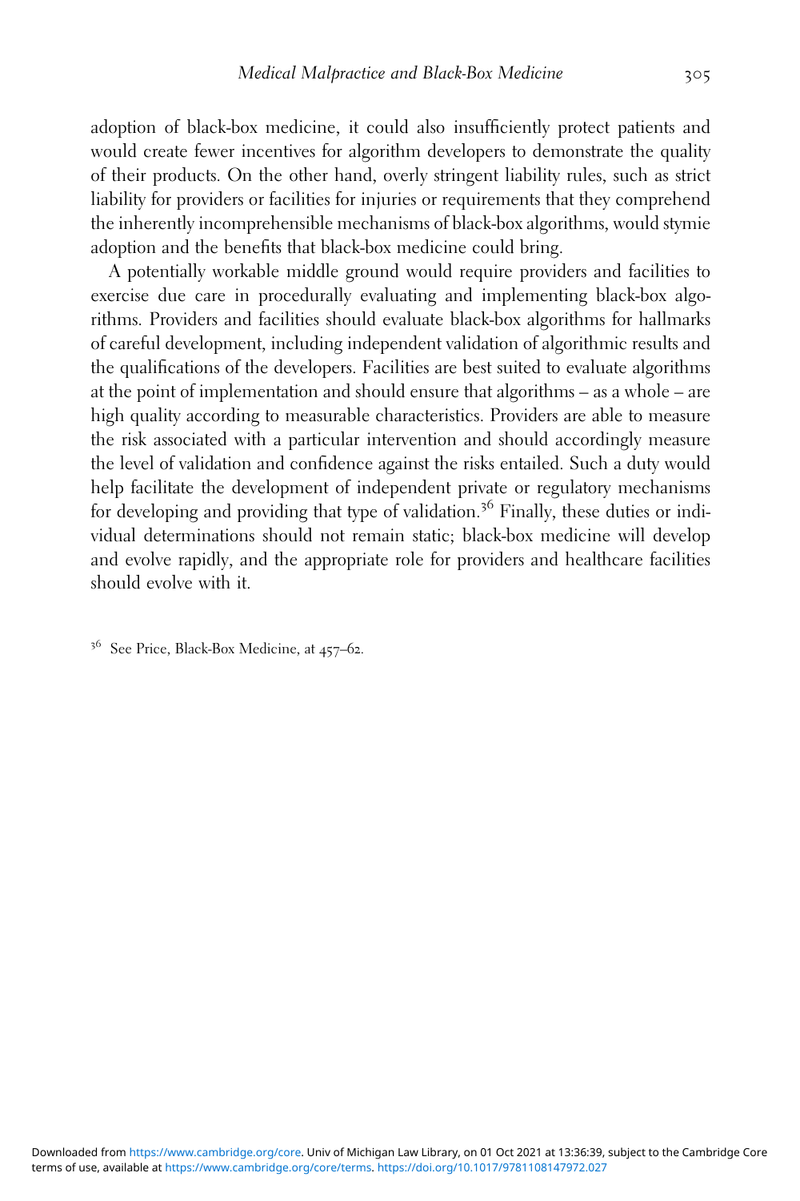adoption of black-box medicine, it could also insufficiently protect patients and would create fewer incentives for algorithm developers to demonstrate the quality of their products. On the other hand, overly stringent liability rules, such as strict liability for providers or facilities for injuries or requirements that they comprehend the inherently incomprehensible mechanisms of black-box algorithms, would stymie adoption and the benefits that black-box medicine could bring.

A potentially workable middle ground would require providers and facilities to exercise due care in procedurally evaluating and implementing black-box algorithms. Providers and facilities should evaluate black-box algorithms for hallmarks of careful development, including independent validation of algorithmic results and the qualifications of the developers. Facilities are best suited to evaluate algorithms at the point of implementation and should ensure that algorithms – as a whole – are high quality according to measurable characteristics. Providers are able to measure the risk associated with a particular intervention and should accordingly measure the level of validation and confidence against the risks entailed. Such a duty would help facilitate the development of independent private or regulatory mechanisms for developing and providing that type of validation.[36] Finally, these duties or individual determinations should not remain static; black-box medicine will develop and evolve rapidly, and the appropriate role for providers and healthcare facilities should evolve with it.

[36] See Price, Black-Box Medicine, at 457–62.